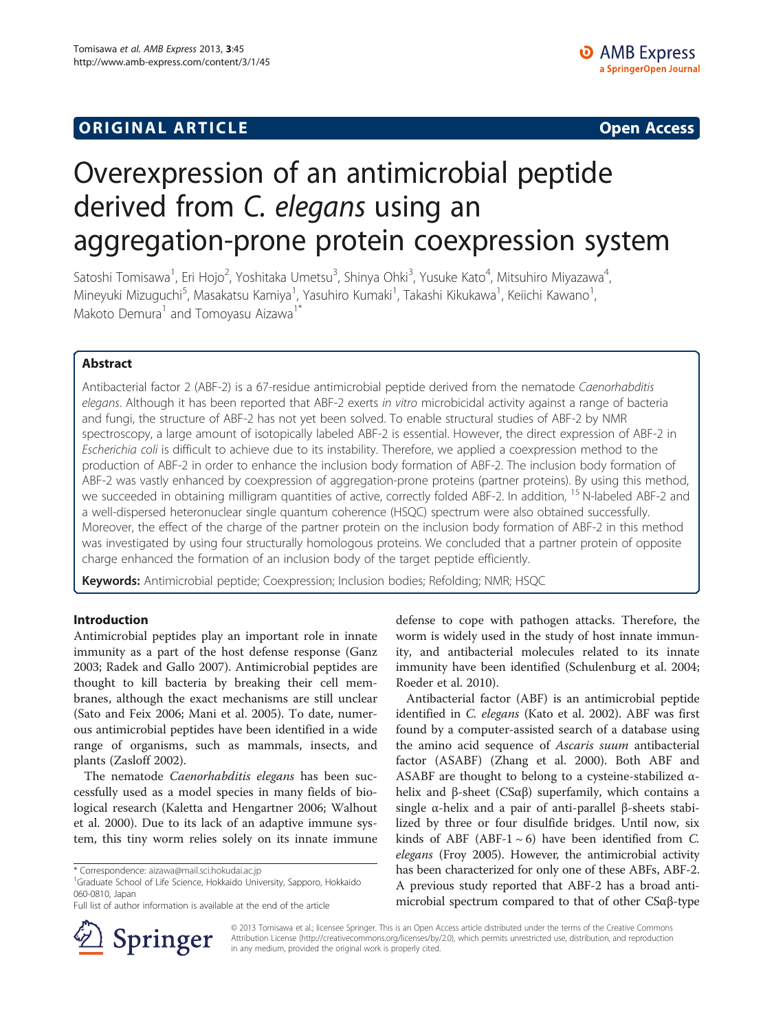## ORIGINAL ARTICLE

**Open Access**

# Overexpression of an antimicrobial peptide derived from *C. elegans* using an aggregation-prone protein coexpression system

Satoshi Tomisawa[1], Eri Hojo[2], Yoshitaka Umetsu[3], Shinya Ohki[3], Yusuke Kato[4], Mitsuhiro Miyazawa[4], Mineyuki Mizuguchi[5], Masakatsu Kamiya[1], Yasuhiro Kumaki[1], Takashi Kikukawa[1], Keiichi Kawano[1], Makoto Demura[1] and Tomoyasu Aizawa[1*]

### Abstract

Antibacterial factor 2 (ABF-2) is a 67-residue antimicrobial peptide derived from the nematode *Caenorhabditis elegans*. Although it has been reported that ABF-2 exerts *in vitro* microbicidal activity against a range of bacteria and fungi, the structure of ABF-2 has not yet been solved. To enable structural studies of ABF-2 by NMR spectroscopy, a large amount of isotopically labeled ABF-2 is essential. However, the direct expression of ABF-2 in *Escherichia coli* is difficult to achieve due to its instability. Therefore, we applied a coexpression method to the production of ABF-2 in order to enhance the inclusion body formation of ABF-2. The inclusion body formation of ABF-2 was vastly enhanced by coexpression of aggregation-prone proteins (partner proteins). By using this method, we succeeded in obtaining milligram quantities of active, correctly folded ABF-2. In addition, $^{15}$N-labeled ABF-2 and a well-dispersed heteronuclear single quantum coherence (HSQC) spectrum were also obtained successfully. Moreover, the effect of the charge of the partner protein on the inclusion body formation of ABF-2 in this method was investigated by using four structurally homologous proteins. We concluded that a partner protein of opposite charge enhanced the formation of an inclusion body of the target peptide efficiently.

**Keywords:** Antimicrobial peptide; Coexpression; Inclusion bodies; Refolding; NMR; HSQC

## Introduction

Antimicrobial peptides play an important role in innate immunity as a part of the host defense response (Ganz 2003; Radek and Gallo 2007). Antimicrobial peptides are thought to kill bacteria by breaking their cell membranes, although the exact mechanisms are still unclear (Sato and Feix 2006; Mani et al. 2005). To date, numerous antimicrobial peptides have been identified in a wide range of organisms, such as mammals, insects, and plants (Zasloff 2002).

The nematode *Caenorhabditis elegans* has been successfully used as a model species in many fields of biological research (Kaletta and Hengartner 2006; Walhout et al. 2000). Due to its lack of an adaptive immune system, this tiny worm relies solely on its innate immune defense to cope with pathogen attacks. Therefore, the worm is widely used in the study of host innate immunity, and antibacterial molecules related to its innate immunity have been identified (Schulenburg et al. 2004; Roeder et al. 2010).

Antibacterial factor (ABF) is an antimicrobial peptide identified in *C. elegans* (Kato et al. 2002). ABF was first found by a computer-assisted search of a database using the amino acid sequence of *Ascaris suum* antibacterial factor (ASABF) (Zhang et al. 2000). Both ABF and ASABF are thought to belong to a cysteine-stabilized α-helix and β-sheet (CSαβ) superfamily, which contains a single α-helix and a pair of anti-parallel β-sheets stabilized by three or four disulfide bridges. Until now, six kinds of ABF (ABF-1 ~ 6) have been identified from *C. elegans* (Froy 2005). However, the antimicrobial activity has been characterized for only one of these ABFs, ABF-2. A previous study reported that ABF-2 has a broad antimicrobial spectrum compared to that of other CSαβ-type

\* Correspondence: aizawa@mail.sci.hokudai.ac.jp
[1]Graduate School of Life Science, Hokkaido University, Sapporo, Hokkaido 060-0810, Japan
Full list of author information is available at the end of the article

© 2013 Tomisawa et al.; licensee Springer. This is an Open Access article distributed under the terms of the Creative Commons Attribution License (http://creativecommons.org/licenses/by/2.0), which permits unrestricted use, distribution, and reproduction in any medium, provided the original work is properly cited.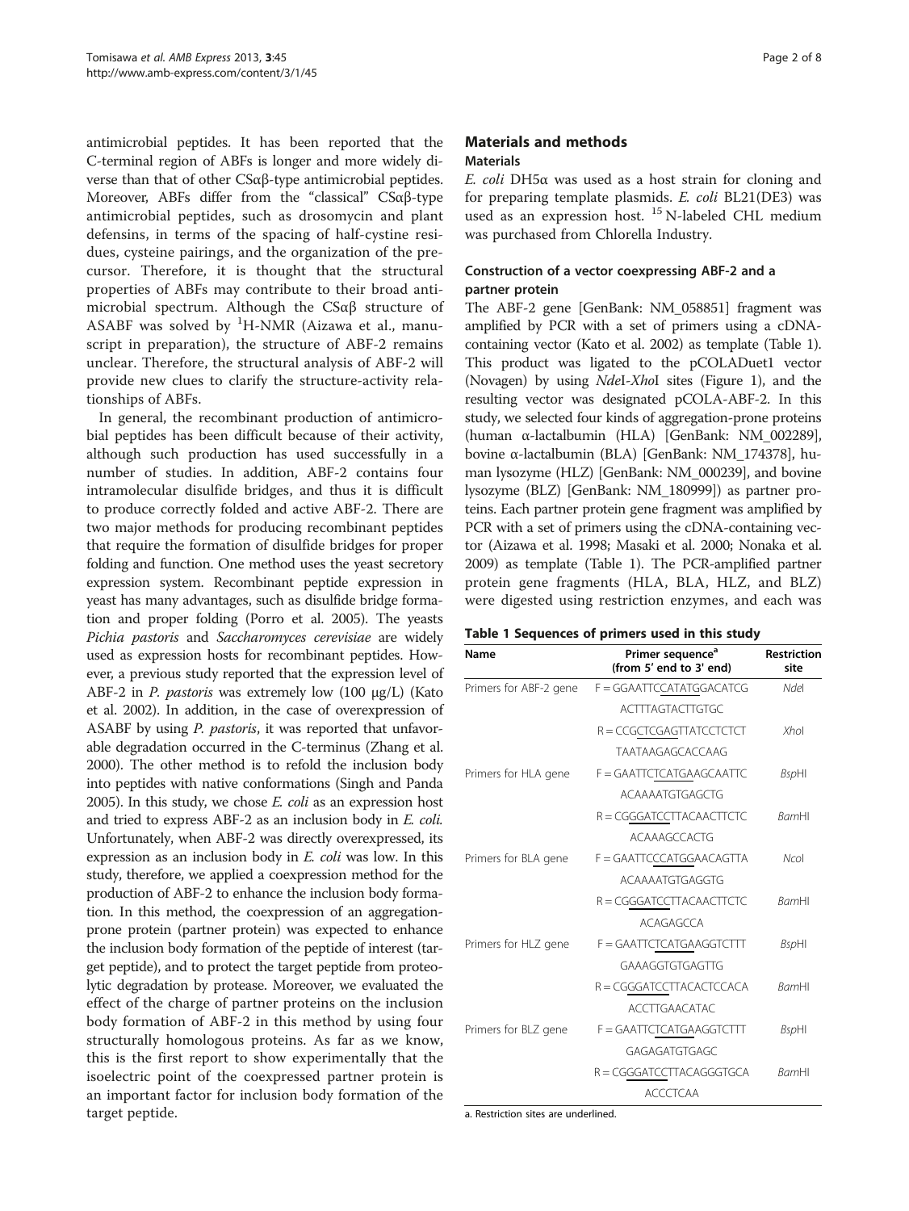antimicrobial peptides. It has been reported that the C-terminal region of ABFs is longer and more widely diverse than that of other CSαβ-type antimicrobial peptides. Moreover, ABFs differ from the "classical" CSαβ-type antimicrobial peptides, such as drosomycin and plant defensins, in terms of the spacing of half-cysteine residues, cysteine pairings, and the organization of the precursor. Therefore, it is thought that the structural properties of ABFs may contribute to their broad antimicrobial spectrum. Although the CSαβ structure of ASABF was solved by $^{1}$H-NMR (Aizawa et al., manuscript in preparation), the structure of ABF-2 remains unclear. Therefore, the structural analysis of ABF-2 will provide new clues to clarify the structure-activity relationships of ABFs.

In general, the recombinant production of antimicrobial peptides has been difficult because of their activity, although such production has used successfully in a number of studies. In addition, ABF-2 contains four intramolecular disulfide bridges, and thus it is difficult to produce correctly folded and active ABF-2. There are two major methods for producing recombinant peptides that require the formation of disulfide bridges for proper folding and function. One method uses the yeast secretory expression system. Recombinant peptide expression in yeast has many advantages, such as disulfide bridge formation and proper folding (Porro et al. 2005). The yeasts *Pichia pastoris* and *Saccharomyces cerevisiae* are widely used as expression hosts for recombinant peptides. However, a previous study reported that the expression level of ABF-2 in *P. pastoris* was extremely low (100 μg/L) (Kato et al. 2002). In addition, in the case of overexpression of ASABF by using *P. pastoris*, it was reported that unfavorable degradation occurred in the C-terminus (Zhang et al. 2000). The other method is to refold the inclusion body into peptides with native conformations (Singh and Panda 2005). In this study, we chose *E. coli* as an expression host and tried to express ABF-2 as an inclusion body in *E. coli*. Unfortunately, when ABF-2 was directly overexpressed, its expression as an inclusion body in *E. coli* was low. In this study, therefore, we applied a coexpression method for the production of ABF-2 to enhance the inclusion body formation. In this method, the coexpression of an aggregation-prone protein (partner protein) was expected to enhance the inclusion body formation of the peptide of interest (target peptide), and to protect the target peptide from proteolytic degradation by protease. Moreover, we evaluated the effect of the charge of partner proteins on the inclusion body formation of ABF-2 in this method by using four structurally homologous proteins. As far as we know, this is the first report to show experimentally that the isoelectric point of the coexpressed partner protein is an important factor for inclusion body formation of the target peptide.

## Materials and methods

### Materials

*E. coli* DH5α was used as a host strain for cloning and for preparing template plasmids. *E. coli* BL21(DE3) was used as an expression host. $^{15}$N-labeled CHL medium was purchased from Chlorella Industry.

### Construction of a vector coexpressing ABF-2 and a partner protein

The ABF-2 gene [GenBank: NM_058851] fragment was amplified by PCR with a set of primers using a cDNA-containing vector (Kato et al. 2002) as template (Table 1). This product was ligated to the pCOLADuet1 vector (Novagen) by using *Nde*I-*Xho*I sites (Figure 1), and the resulting vector was designated pCOLA-ABF-2. In this study, we selected four kinds of aggregation-prone proteins (human α-lactalbumin (HLA) [GenBank: NM_002289], bovine α-lactalbumin (BLA) [GenBank: NM_174378], human lysozyme (HLZ) [GenBank: NM_000239], and bovine lysozyme (BLZ) [GenBank: NM_180999]) as partner proteins. Each partner protein gene fragment was amplified by PCR with a set of primers using the cDNA-containing vector (Aizawa et al. 1998; Masaki et al. 2000; Nonaka et al. 2009) as template (Table 1). The PCR-amplified partner protein gene fragments (HLA, BLA, HLZ, and BLZ) were digested using restriction enzymes, and each was

**Table 1 Sequences of primers used in this study**

| Name | Primer sequence[a] (from 5′ end to 3′ end) | Restriction site |
|---|---|---|
| Primers for ABF-2 gene | F = GGAATTCCATATGGACATCG ACTTTAGTACTTGTGC | *Nde*I |
| | R = CCGCTCGAGTTATCCTCTCT TAATAAGAGCACCAAG | *Xho*I |
| Primers for HLA gene | F = GAATTCTCATGAAGCAATTC ACAAAATGTGAGCTG | *Bsp*HI |
| | R = CGGGATCCTTACAACTTCTC ACAAAGCCACTG | *Bam*HI |
| Primers for BLA gene | F = GAATTCCCATGGAACAGTTA ACAAAATGTGAGGTG | *Nco*I |
| | R = CGGGATCCTTACAACTTCTC ACAGAGCCA | *Bam*HI |
| Primers for HLZ gene | F = GAATTCTCATGAAGGTCTTT GAAAGGTGTGAGTTG | *Bsp*HI |
| | R = CGGGATCCTTACACTCCACA ACCTTGAACATAC | *Bam*HI |
| Primers for BLZ gene | F = GAATTCTCATGAAGGTCTTT GAGAGATGTGAGC | *Bsp*HI |
| | R = CGGGATCCTTACAGGGTGCA ACCCTCAA | *Bam*HI |

a. Restriction sites are underlined.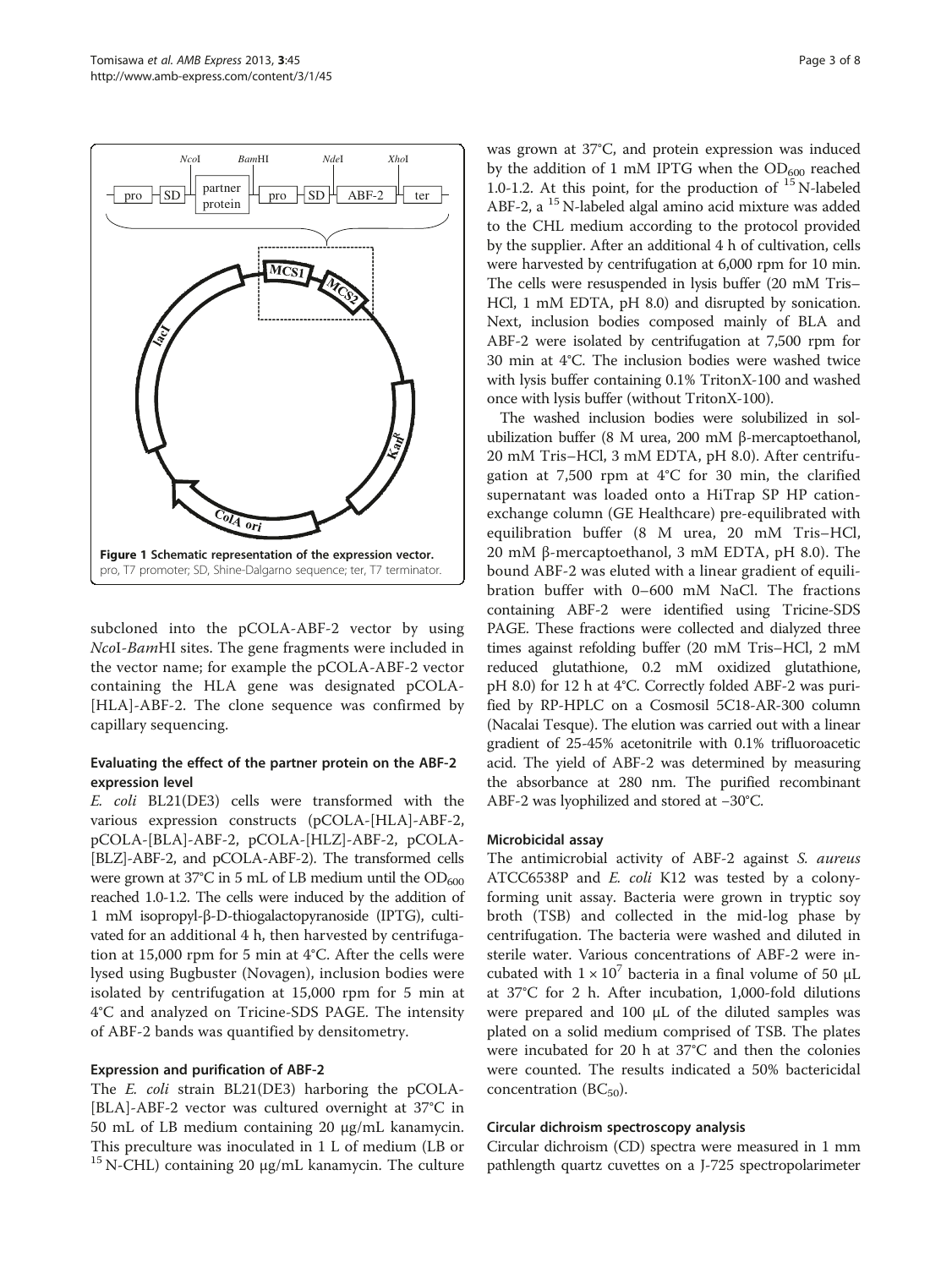Figure 1 Schematic representation of the expression vector. pro, T7 promoter; SD, Shine-Dalgarno sequence; ter, T7 terminator.

subcloned into the pCOLA-ABF-2 vector by using *Nco*I-*Bam*HI sites. The gene fragments were included in the vector name; for example the pCOLA-ABF-2 vector containing the HLA gene was designated pCOLA-[HLA]-ABF-2. The clone sequence was confirmed by capillary sequencing.

### Evaluating the effect of the partner protein on the ABF-2 expression level

*E. coli* BL21(DE3) cells were transformed with the various expression constructs (pCOLA-[HLA]-ABF-2, pCOLA-[BLA]-ABF-2, pCOLA-[HLZ]-ABF-2, pCOLA-[BLZ]-ABF-2, and pCOLA-ABF-2). The transformed cells were grown at 37°C in 5 mL of LB medium until the $OD_{600}$ reached 1.0-1.2. The cells were induced by the addition of 1 mM isopropyl-β-D-thiogalactopyranoside (IPTG), cultivated for an additional 4 h, then harvested by centrifugation at 15,000 rpm for 5 min at 4°C. After the cells were lysed using Bugbuster (Novagen), inclusion bodies were isolated by centrifugation at 15,000 rpm for 5 min at 4°C and analyzed on Tricine-SDS PAGE. The intensity of ABF-2 bands was quantified by densitometry.

### Expression and purification of ABF-2

The *E. coli* strain BL21(DE3) harboring the pCOLA-[BLA]-ABF-2 vector was cultured overnight at 37°C in 50 mL of LB medium containing 20 μg/mL kanamycin. This preculture was inoculated in 1 L of medium (LB or $^{15}$N-CHL) containing 20 μg/mL kanamycin. The culture was grown at 37°C, and protein expression was induced by the addition of 1 mM IPTG when the $OD_{600}$ reached 1.0-1.2. At this point, for the production of $^{15}$N-labeled ABF-2, a $^{15}$N-labeled algal amino acid mixture was added to the CHL medium according to the protocol provided by the supplier. After an additional 4 h of cultivation, cells were harvested by centrifugation at 6,000 rpm for 10 min. The cells were resuspended in lysis buffer (20 mM Tris–HCl, 1 mM EDTA, pH 8.0) and disrupted by sonication. Next, inclusion bodies composed mainly of BLA and ABF-2 were isolated by centrifugation at 7,500 rpm for 30 min at 4°C. The inclusion bodies were washed twice with lysis buffer containing 0.1% TritonX-100 and washed once with lysis buffer (without TritonX-100).

The washed inclusion bodies were solubilized in solubilization buffer (8 M urea, 200 mM β-mercaptoethanol, 20 mM Tris–HCl, 3 mM EDTA, pH 8.0). After centrifugation at 7,500 rpm at 4°C for 30 min, the clarified supernatant was loaded onto a HiTrap SP HP cation-exchange column (GE Healthcare) pre-equilibrated with equilibration buffer (8 M urea, 20 mM Tris–HCl, 20 mM β-mercaptoethanol, 3 mM EDTA, pH 8.0). The bound ABF-2 was eluted with a linear gradient of equilibration buffer with 0–600 mM NaCl. The fractions containing ABF-2 were identified using Tricine-SDS PAGE. These fractions were collected and dialyzed three times against refolding buffer (20 mM Tris–HCl, 2 mM reduced glutathione, 0.2 mM oxidized glutathione, pH 8.0) for 12 h at 4°C. Correctly folded ABF-2 was purified by RP-HPLC on a Cosmosil 5C18-AR-300 column (Nacalai Tesque). The elution was carried out with a linear gradient of 25-45% acetonitrile with 0.1% trifluoroacetic acid. The yield of ABF-2 was determined by measuring the absorbance at 280 nm. The purified recombinant ABF-2 was lyophilized and stored at −30°C.

### Microbicidal assay

The antimicrobial activity of ABF-2 against *S. aureus* ATCC6538P and *E. coli* K12 was tested by a colony-forming unit assay. Bacteria were grown in tryptic soy broth (TSB) and collected in the mid-log phase by centrifugation. The bacteria were washed and diluted in sterile water. Various concentrations of ABF-2 were incubated with $1 \times 10^7$ bacteria in a final volume of 50 μL at 37°C for 2 h. After incubation, 1,000-fold dilutions were prepared and 100 μL of the diluted samples was plated on a solid medium comprised of TSB. The plates were incubated for 20 h at 37°C and then the colonies were counted. The results indicated a 50% bactericidal concentration ($BC_{50}$).

### Circular dichroism spectroscopy analysis

Circular dichroism (CD) spectra were measured in 1 mm pathlength quartz cuvettes on a J-725 spectropolarimeter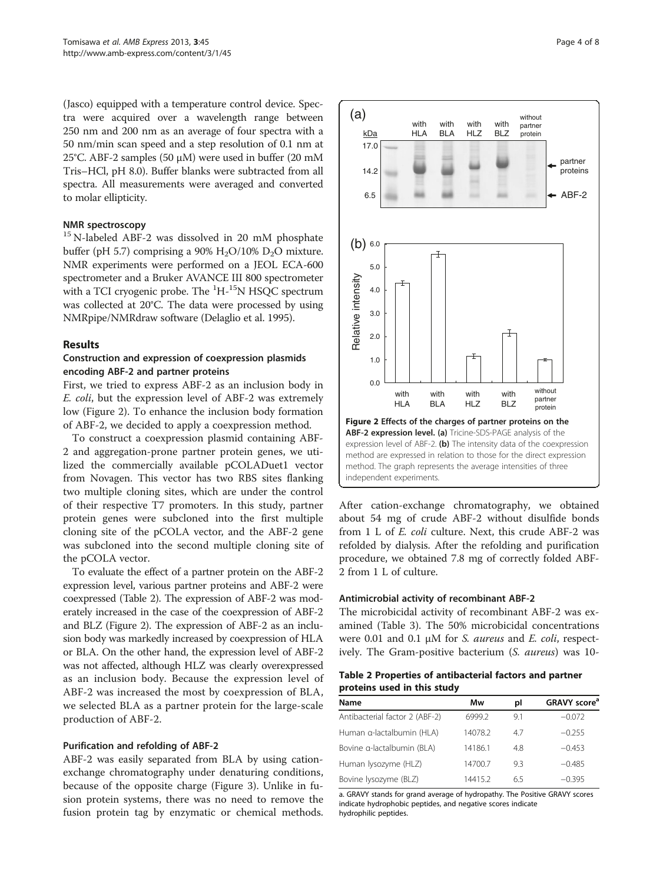(Jasco) equipped with a temperature control device. Spectra were acquired over a wavelength range between 250 nm and 200 nm as an average of four spectra with a 50 nm/min scan speed and a step resolution of 0.1 nm at 25°C. ABF-2 samples (50 μM) were used in buffer (20 mM Tris–HCl, pH 8.0). Buffer blanks were subtracted from all spectra. All measurements were averaged and converted to molar ellipticity.

### NMR spectroscopy

$^{15}$N-labeled ABF-2 was dissolved in 20 mM phosphate buffer (pH 5.7) comprising a 90% $H_2O$/10% $D_2O$ mixture. NMR experiments were performed on a JEOL ECA-600 spectrometer and a Bruker AVANCE III 800 spectrometer with a TCI cryogenic probe. The $^{1}$H-$^{15}$N HSQC spectrum was collected at 20°C. The data were processed by using NMRpipe/NMRdraw software (Delaglio et al. 1995).

## Results

### Construction and expression of coexpression plasmids encoding ABF-2 and partner proteins

First, we tried to express ABF-2 as an inclusion body in *E. coli*, but the expression level of ABF-2 was extremely low (Figure 2). To enhance the inclusion body formation of ABF-2, we decided to apply a coexpression method.

To construct a coexpression plasmid containing ABF-2 and aggregation-prone partner protein genes, we utilized the commercially available pCOLADuet1 vector from Novagen. This vector has two RBS sites flanking two multiple cloning sites, which are under the control of their respective T7 promoters. In this study, partner protein genes were subcloned into the first multiple cloning site of the pCOLA vector, and the ABF-2 gene was subcloned into the second multiple cloning site of the pCOLA vector.

To evaluate the effect of a partner protein on the ABF-2 expression level, various partner proteins and ABF-2 were coexpressed (Table 2). The expression of ABF-2 was moderately increased in the case of the coexpression of ABF-2 and BLZ (Figure 2). The expression of ABF-2 as an inclusion body was markedly increased by coexpression of HLA or BLA. On the other hand, the expression level of ABF-2 was not affected, although HLZ was clearly overexpressed as an inclusion body. Because the expression level of ABF-2 was increased the most by coexpression of BLA, we selected BLA as a partner protein for the large-scale production of ABF-2.

### Purification and refolding of ABF-2

ABF-2 was easily separated from BLA by using cation-exchange chromatography under denaturing conditions, because of the opposite charge (Figure 3). Unlike in fusion protein systems, there was no need to remove the fusion protein tag by enzymatic or chemical methods.

**Figure 2 Effects of the charges of partner proteins on the ABF-2 expression level. (a)** Tricine-SDS-PAGE analysis of the expression level of ABF-2. **(b)** The intensity data of the coexpression method are expressed in relation to those for the direct expression method. The graph represents the average intensities of three independent experiments.

After cation-exchange chromatography, we obtained about 54 mg of crude ABF-2 without disulfide bonds from 1 L of *E. coli* culture. Next, this crude ABF-2 was refolded by dialysis. After the refolding and purification procedure, we obtained 7.8 mg of correctly folded ABF-2 from 1 L of culture.

### Antimicrobial activity of recombinant ABF-2

The microbicidal activity of recombinant ABF-2 was examined (Table 3). The 50% microbicidal concentrations were 0.01 and 0.1 μM for *S. aureus* and *E. coli*, respectively. The Gram-positive bacterium (*S. aureus*) was 10-

**Table 2 Properties of antibacterial factors and partner proteins used in this study**

| Name | Mw | pI | GRAVY score[a] |
|---|---|---|---|
| Antibacterial factor 2 (ABF-2) | 6999.2 | 9.1 | −0.072 |
| Human α-lactalbumin (HLA) | 14078.2 | 4.7 | −0.255 |
| Bovine α-lactalbumin (BLA) | 14186.1 | 4.8 | −0.453 |
| Human lysozyme (HLZ) | 14700.7 | 9.3 | −0.485 |
| Bovine lysozyme (BLZ) | 14415.2 | 6.5 | −0.395 |

a. GRAVY stands for grand average of hydropathy. The Positive GRAVY scores indicate hydrophobic peptides, and negative scores indicate hydrophilic peptides.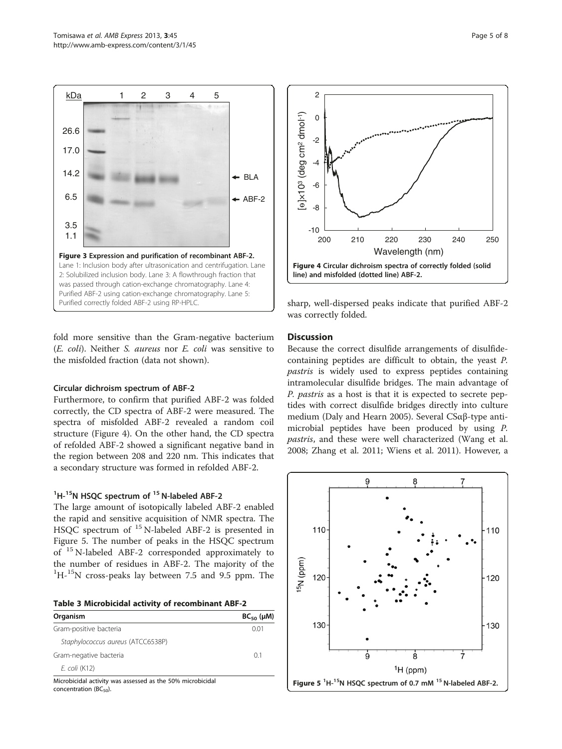Figure 3 Expression and purification of recombinant ABF-2. Lane 1: Inclusion body after ultrasonication and centrifugation. Lane 2: Solubilized inclusion body. Lane 3: A flowthrough fraction that was passed through cation-exchange chromatography. Lane 4: Purified ABF-2 using cation-exchange chromatography. Lane 5: Purified correctly folded ABF-2 using RP-HPLC.

fold more sensitive than the Gram-negative bacterium (*E. coli*). Neither *S. aureus* nor *E. coli* was sensitive to the misfolded fraction (data not shown).

#### Circular dichroism spectrum of ABF-2

Furthermore, to confirm that purified ABF-2 was folded correctly, the CD spectra of ABF-2 were measured. The spectra of misfolded ABF-2 revealed a random coil structure (Figure 4). On the other hand, the CD spectra of refolded ABF-2 showed a significant negative band in the region between 208 and 220 nm. This indicates that a secondary structure was formed in refolded ABF-2.

#### $^{1}$H-$^{15}$N HSQC spectrum of $^{15}$N-labeled ABF-2

The large amount of isotopically labeled ABF-2 enabled the rapid and sensitive acquisition of NMR spectra. The HSQC spectrum of $^{15}$N-labeled ABF-2 is presented in Figure 5. The number of peaks in the HSQC spectrum of $^{15}$N-labeled ABF-2 corresponded approximately to the number of residues in ABF-2. The majority of the $^{1}$H-$^{15}$N cross-peaks lay between 7.5 and 9.5 ppm. The sharp, well-dispersed peaks indicate that purified ABF-2 was correctly folded.

**Table 3 Microbicidal activity of recombinant ABF-2**

| Organism | $BC_{50}$ (μM) |
|---|---|
| Gram-positive bacteria | 0.01 |
| *Staphylococcus aureus* (ATCC6538P) | |
| Gram-negative bacteria | 0.1 |
| *E. coli* (K12) | |

Microbicidal activity was assessed as the 50% microbicidal concentration ($BC_{50}$).

Figure 4 Circular dichroism spectra of correctly folded (solid line) and misfolded (dotted line) ABF-2.

## Discussion

Because the correct disulfide arrangements of disulfide-containing peptides are difficult to obtain, the yeast *P. pastris* is widely used to express peptides containing intramolecular disulfide bridges. The main advantage of *P. pastris* as a host is that it is expected to secrete peptides with correct disulfide bridges directly into culture medium (Daly and Hearn 2005). Several CSαβ-type antimicrobial peptides have been produced by using *P. pastris*, and these were well characterized (Wang et al. 2008; Zhang et al. 2011; Wiens et al. 2011). However, a

Figure 5 $^{1}$H-$^{15}$N HSQC spectrum of 0.7 mM $^{15}$N-labeled ABF-2.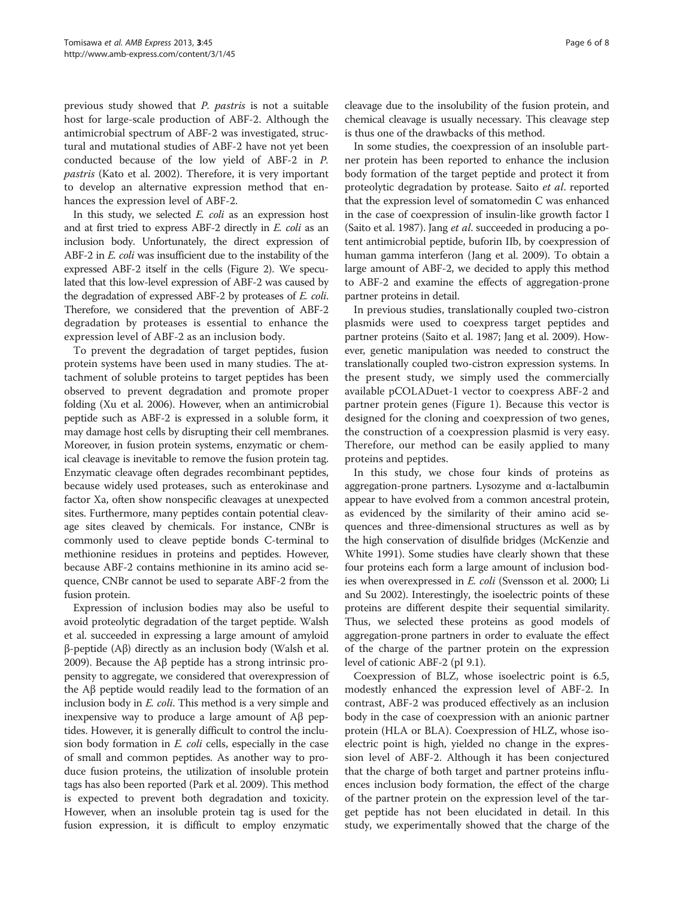previous study showed that *P. pastris* is not a suitable host for large-scale production of ABF-2. Although the antimicrobial spectrum of ABF-2 was investigated, structural and mutational studies of ABF-2 have not yet been conducted because of the low yield of ABF-2 in *P. pastris* (Kato et al. 2002). Therefore, it is very important to develop an alternative expression method that enhances the expression level of ABF-2.

In this study, we selected *E. coli* as an expression host and at first tried to express ABF-2 directly in *E. coli* as an inclusion body. Unfortunately, the direct expression of ABF-2 in *E. coli* was insufficient due to the instability of the expressed ABF-2 itself in the cells (Figure 2). We speculated that this low-level expression of ABF-2 was caused by the degradation of expressed ABF-2 by proteases of *E. coli*. Therefore, we considered that the prevention of ABF-2 degradation by proteases is essential to enhance the expression level of ABF-2 as an inclusion body.

To prevent the degradation of target peptides, fusion protein systems have been used in many studies. The attachment of soluble proteins to target peptides has been observed to prevent degradation and promote proper folding (Xu et al. 2006). However, when an antimicrobial peptide such as ABF-2 is expressed in a soluble form, it may damage host cells by disrupting their cell membranes. Moreover, in fusion protein systems, enzymatic or chemical cleavage is inevitable to remove the fusion protein tag. Enzymatic cleavage often degrades recombinant peptides, because widely used proteases, such as enterokinase and factor Xa, often show nonspecific cleavages at unexpected sites. Furthermore, many peptides contain potential cleavage sites cleaved by chemicals. For instance, CNBr is commonly used to cleave peptide bonds C-terminal to methionine residues in proteins and peptides. However, because ABF-2 contains methionine in its amino acid sequence, CNBr cannot be used to separate ABF-2 from the fusion protein.

Expression of inclusion bodies may also be useful to avoid proteolytic degradation of the target peptide. Walsh et al. succeeded in expressing a large amount of amyloid β-peptide (Aβ) directly as an inclusion body (Walsh et al. 2009). Because the Aβ peptide has a strong intrinsic propensity to aggregate, we considered that overexpression of the Aβ peptide would readily lead to the formation of an inclusion body in *E. coli*. This method is a very simple and inexpensive way to produce a large amount of Aβ peptides. However, it is generally difficult to control the inclusion body formation in *E. coli* cells, especially in the case of small and common peptides. As another way to produce fusion proteins, the utilization of insoluble protein tags has also been reported (Park et al. 2009). This method is expected to prevent both degradation and toxicity. However, when an insoluble protein tag is used for the fusion expression, it is difficult to employ enzymatic cleavage due to the insolubility of the fusion protein, and chemical cleavage is usually necessary. This cleavage step is thus one of the drawbacks of this method.

In some studies, the coexpression of an insoluble partner protein has been reported to enhance the inclusion body formation of the target peptide and protect it from proteolytic degradation by protease. Saito *et al*. reported that the expression level of somatomedin C was enhanced in the case of coexpression of insulin-like growth factor I (Saito et al. 1987). Jang *et al*. succeeded in producing a potent antimicrobial peptide, buforin IIb, by coexpression of human gamma interferon (Jang et al. 2009). To obtain a large amount of ABF-2, we decided to apply this method to ABF-2 and examine the effects of aggregation-prone partner proteins in detail.

In previous studies, translationally coupled two-cistron plasmids were used to coexpress target peptides and partner proteins (Saito et al. 1987; Jang et al. 2009). However, genetic manipulation was needed to construct the translationally coupled two-cistron expression systems. In the present study, we simply used the commercially available pCOLADuet-1 vector to coexpress ABF-2 and partner protein genes (Figure 1). Because this vector is designed for the cloning and coexpression of two genes, the construction of a coexpression plasmid is very easy. Therefore, our method can be easily applied to many proteins and peptides.

In this study, we chose four kinds of proteins as aggregation-prone partners. Lysozyme and α-lactalbumin appear to have evolved from a common ancestral protein, as evidenced by the similarity of their amino acid sequences and three-dimensional structures as well as by the high conservation of disulfide bridges (McKenzie and White 1991). Some studies have clearly shown that these four proteins each form a large amount of inclusion bodies when overexpressed in *E. coli* (Svensson et al. 2000; Li and Su 2002). Interestingly, the isoelectric points of these proteins are different despite their sequential similarity. Thus, we selected these proteins as good models of aggregation-prone partners in order to evaluate the effect of the charge of the partner protein on the expression level of cationic ABF-2 (pI 9.1).

Coexpression of BLZ, whose isoelectric point is 6.5, modestly enhanced the expression level of ABF-2. In contrast, ABF-2 was produced effectively as an inclusion body in the case of coexpression with an anionic partner protein (HLA or BLA). Coexpression of HLZ, whose isoelectric point is high, yielded no change in the expression level of ABF-2. Although it has been conjectured that the charge of both target and partner proteins influences inclusion body formation, the effect of the charge of the partner protein on the expression level of the target peptide has not been elucidated in detail. In this study, we experimentally showed that the charge of the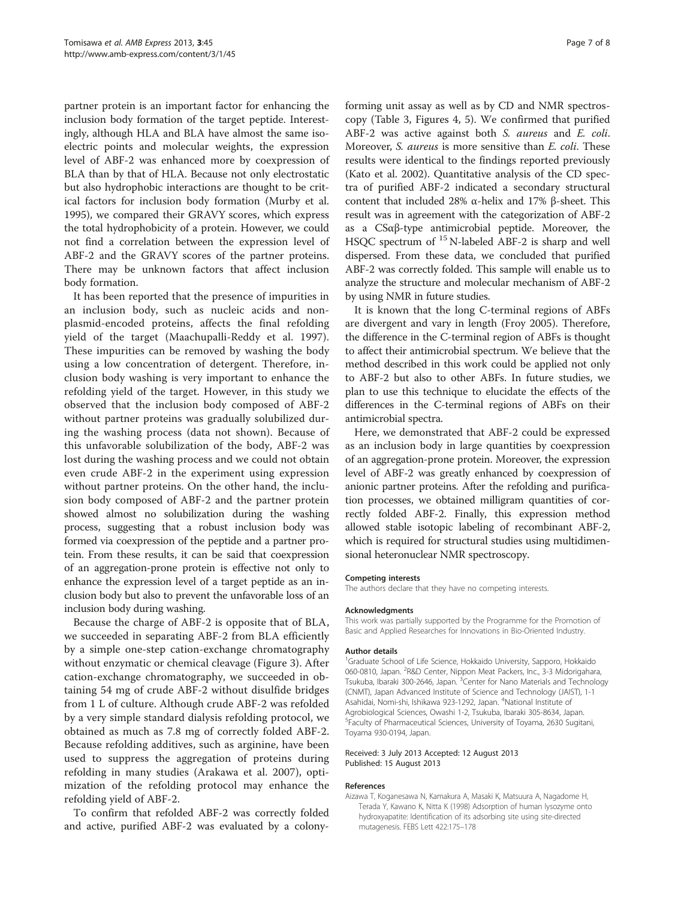partner protein is an important factor for enhancing the inclusion body formation of the target peptide. Interestingly, although HLA and BLA have almost the same isoelectric points and molecular weights, the expression level of ABF-2 was enhanced more by coexpression of BLA than by that of HLA. Because not only electrostatic but also hydrophobic interactions are thought to be critical factors for inclusion body formation (Murby et al. 1995), we compared their GRAVY scores, which express the total hydrophobicity of a protein. However, we could not find a correlation between the expression level of ABF-2 and the GRAVY scores of the partner proteins. There may be unknown factors that affect inclusion body formation.

It has been reported that the presence of impurities in an inclusion body, such as nucleic acids and non-plasmid-encoded proteins, affects the final refolding yield of the target (Maachupalli-Reddy et al. 1997). These impurities can be removed by washing the body using a low concentration of detergent. Therefore, inclusion body washing is very important to enhance the refolding yield of the target. However, in this study we observed that the inclusion body composed of ABF-2 without partner proteins was gradually solubilized during the washing process (data not shown). Because of this unfavorable solubilization of the body, ABF-2 was lost during the washing process and we could not obtain even crude ABF-2 in the experiment using expression without partner proteins. On the other hand, the inclusion body composed of ABF-2 and the partner protein showed almost no solubilization during the washing process, suggesting that a robust inclusion body was formed via coexpression of the peptide and a partner protein. From these results, it can be said that coexpression of an aggregation-prone protein is effective not only to enhance the expression level of a target peptide as an inclusion body but also to prevent the unfavorable loss of an inclusion body during washing.

Because the charge of ABF-2 is opposite that of BLA, we succeeded in separating ABF-2 from BLA efficiently by a simple one-step cation-exchange chromatography without enzymatic or chemical cleavage (Figure 3). After cation-exchange chromatography, we succeeded in obtaining 54 mg of crude ABF-2 without disulfide bridges from 1 L of culture. Although crude ABF-2 was refolded by a very simple standard dialysis refolding protocol, we obtained as much as 7.8 mg of correctly folded ABF-2. Because refolding additives, such as arginine, have been used to suppress the aggregation of proteins during refolding in many studies (Arakawa et al. 2007), optimization of the refolding protocol may enhance the refolding yield of ABF-2.

To confirm that refolded ABF-2 was correctly folded and active, purified ABF-2 was evaluated by a colony-forming unit assay as well as by CD and NMR spectroscopy (Table 3, Figures 4, 5). We confirmed that purified ABF-2 was active against both *S. aureus* and *E. coli*. Moreover, *S. aureus* is more sensitive than *E. coli*. These results were identical to the findings reported previously (Kato et al. 2002). Quantitative analysis of the CD spectra of purified ABF-2 indicated a secondary structural content that included 28% α-helix and 17% β-sheet. This result was in agreement with the categorization of ABF-2 as a CSαβ-type antimicrobial peptide. Moreover, the HSQC spectrum of $^{15}$N-labeled ABF-2 is sharp and well dispersed. From these data, we concluded that purified ABF-2 was correctly folded. This sample will enable us to analyze the structure and molecular mechanism of ABF-2 by using NMR in future studies.

It is known that the long C-terminal regions of ABFs are divergent and vary in length (Froy 2005). Therefore, the difference in the C-terminal region of ABFs is thought to affect their antimicrobial spectrum. We believe that the method described in this work could be applied not only to ABF-2 but also to other ABFs. In future studies, we plan to use this technique to elucidate the effects of the differences in the C-terminal regions of ABFs on their antimicrobial spectra.

Here, we demonstrated that ABF-2 could be expressed as an inclusion body in large quantities by coexpression of an aggregation-prone protein. Moreover, the expression level of ABF-2 was greatly enhanced by coexpression of anionic partner proteins. After the refolding and purification processes, we obtained milligram quantities of correctly folded ABF-2. Finally, this expression method allowed stable isotopic labeling of recombinant ABF-2, which is required for structural studies using multidimensional heteronuclear NMR spectroscopy.

#### Competing interests
The authors declare that they have no competing interests.

#### Acknowledgments
This work was partially supported by the Programme for the Promotion of Basic and Applied Researches for Innovations in Bio-Oriented Industry.

#### Author details
[1]Graduate School of Life Science, Hokkaido University, Sapporo, Hokkaido 060-0810, Japan. [2]R&D Center, Nippon Meat Packers, Inc., 3-3 Midorigahara, Tsukuba, Ibaraki 300-2646, Japan. [3]Center for Nano Materials and Technology (CNMT), Japan Advanced Institute of Science and Technology (JAIST), 1-1 Asahidai, Nomi-shi, Ishikawa 923-1292, Japan. [4]National Institute of Agrobiological Sciences, Owashi 1-2, Tsukuba, Ibaraki 305-8634, Japan. [5]Faculty of Pharmaceutical Sciences, University of Toyama, 2630 Sugitani, Toyama 930-0194, Japan.

Received: 3 July 2013 Accepted: 12 August 2013
Published: 15 August 2013

#### References
Aizawa T, Koganesawa N, Kamakura A, Masaki K, Matsuura A, Nagadome H, Terada Y, Kawano K, Nitta K (1998) Adsorption of human lysozyme onto hydroxyapatite: Identification of its adsorbing site using site-directed mutagenesis. FEBS Lett 422:175–178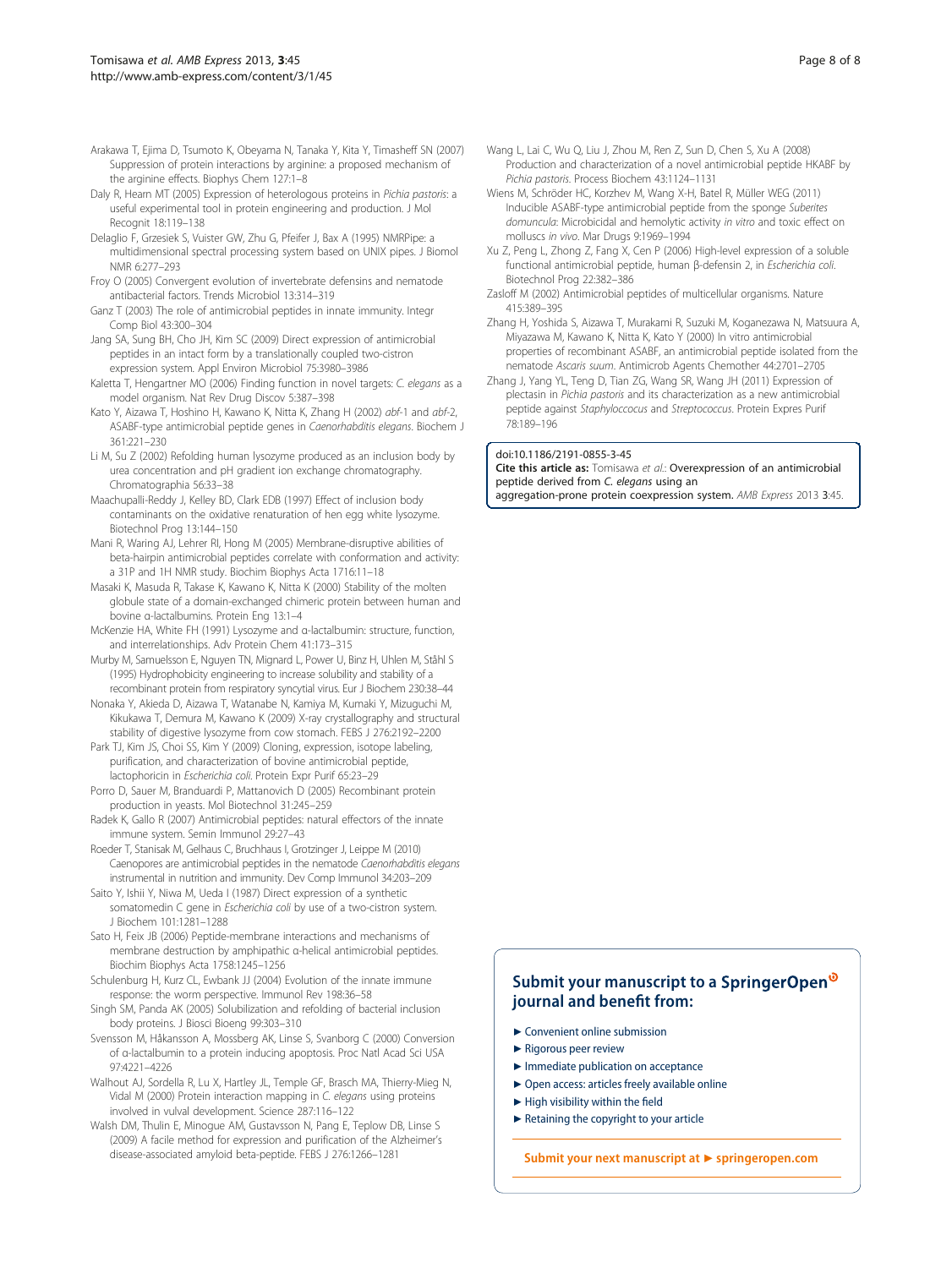Arakawa T, Ejima D, Tsumoto K, Obeyama N, Tanaka Y, Kita Y, Timasheff SN (2007) Suppression of protein interactions by arginine: a proposed mechanism of the arginine effects. Biophys Chem 127:1–8

Daly R, Hearn MT (2005) Expression of heterologous proteins in *Pichia pastoris*: a useful experimental tool in protein engineering and production. J Mol Recognit 18:119–138

Delaglio F, Grzesiek S, Vuister GW, Zhu G, Pfeifer J, Bax A (1995) NMRPipe: a multidimensional spectral processing system based on UNIX pipes. J Biomol NMR 6:277–293

Froy O (2005) Convergent evolution of invertebrate defensins and nematode antibacterial factors. Trends Microbiol 13:314–319

Ganz T (2003) The role of antimicrobial peptides in innate immunity. Integr Comp Biol 43:300–304

Jang SA, Sung BH, Cho JH, Kim SC (2009) Direct expression of antimicrobial peptides in an intact form by a translationally coupled two-cistron expression system. Appl Environ Microbiol 75:3980–3986

Kaletta T, Hengartner MO (2006) Finding function in novel targets: *C. elegans* as a model organism. Nat Rev Drug Discov 5:387–398

Kato Y, Aizawa T, Hoshino H, Kawano K, Nitta K, Zhang H (2002) *abf*-1 and *abf*-2, ASABF-type antimicrobial peptide genes in *Caenorhabditis elegans*. Biochem J 361:221–230

Li M, Su Z (2002) Refolding human lysozyme produced as an inclusion body by urea concentration and pH gradient ion exchange chromatography. Chromatographia 56:33–38

Maachupalli-Reddy J, Kelley BD, Clark EDB (1997) Effect of inclusion body contaminants on the oxidative renaturation of hen egg white lysozyme. Biotechnol Prog 13:144–150

Mani R, Waring AJ, Lehrer RI, Hong M (2005) Membrane-disruptive abilities of beta-hairpin antimicrobial peptides correlate with conformation and activity: a 31P and 1H NMR study. Biochim Biophys Acta 1716:11–18

Masaki K, Masuda R, Takase K, Kawano K, Nitta K (2000) Stability of the molten globule state of a domain-exchanged chimeric protein between human and bovine α-lactalbumins. Protein Eng 13:1–4

McKenzie HA, White FH (1991) Lysozyme and α-lactalbumin: structure, function, and interrelationships. Adv Protein Chem 41:173–315

Murby M, Samuelsson E, Nguyen TN, Mignard L, Power U, Binz H, Uhlen M, Ståhl S (1995) Hydrophobicity engineering to increase solubility and stability of a recombinant protein from respiratory syncytial virus. Eur J Biochem 230:38–44

Nonaka Y, Akieda D, Aizawa T, Watanabe N, Kamiya M, Kumaki Y, Mizuguchi M, Kikukawa T, Demura M, Kawano K (2009) X-ray crystallography and structural stability of digestive lysozyme from cow stomach. FEBS J 276:2192–2200

Park TJ, Kim JS, Choi SS, Kim Y (2009) Cloning, expression, isotope labeling, purification, and characterization of bovine antimicrobial peptide, lactophoricin in *Escherichia coli*. Protein Expr Purif 65:23–29

Porro D, Sauer M, Branduardi P, Mattanovich D (2005) Recombinant protein production in yeasts. Mol Biotechnol 31:245–259

Radek K, Gallo R (2007) Antimicrobial peptides: natural effectors of the innate immune system. Semin Immunol 29:27–43

Roeder T, Stanisak M, Gelhaus C, Bruchhaus I, Grotzinger J, Leippe M (2010) Caenopores are antimicrobial peptides in the nematode *Caenorhabditis elegans* instrumental in nutrition and immunity. Dev Comp Immunol 34:203–209

Saito Y, Ishii Y, Niwa M, Ueda I (1987) Direct expression of a synthetic somatomedin C gene in *Escherichia coli* by use of a two-cistron system. J Biochem 101:1281–1288

Sato H, Feix JB (2006) Peptide-membrane interactions and mechanisms of membrane destruction by amphipathic α-helical antimicrobial peptides. Biochim Biophys Acta 1758:1245–1256

Schulenburg H, Kurz CL, Ewbank JJ (2004) Evolution of the innate immune response: the worm perspective. Immunol Rev 198:36–58

Singh SM, Panda AK (2005) Solubilization and refolding of bacterial inclusion body proteins. J Biosci Bioeng 99:303–310

Svensson M, Håkansson A, Mossberg AK, Linse S, Svanborg C (2000) Conversion of α-lactalbumin to a protein inducing apoptosis. Proc Natl Acad Sci USA 97:4221–4226

Walhout AJ, Sordella R, Lu X, Hartley JL, Temple GF, Brasch MA, Thierry-Mieg N, Vidal M (2000) Protein interaction mapping in *C. elegans* using proteins involved in vulval development. Science 287:116–122

Walsh DM, Thulin E, Minogue AM, Gustavsson N, Pang E, Teplow DB, Linse S (2009) A facile method for expression and purification of the Alzheimer's disease-associated amyloid beta-peptide. FEBS J 276:1266–1281

Wang L, Lai C, Wu Q, Liu J, Zhou M, Ren Z, Sun D, Chen S, Xu A (2008) Production and characterization of a novel antimicrobial peptide HKABF by *Pichia pastoris*. Process Biochem 43:1124–1131

Wiens M, Schröder HC, Korzhev M, Wang X-H, Batel R, Müller WEG (2011) Inducible ASABF-type antimicrobial peptide from the sponge *Suberites domuncula*: Microbicidal and hemolytic activity *in vitro* and toxic effect on molluscs *in vivo*. Mar Drugs 9:1969–1994

Xu Z, Peng L, Zhong Z, Fang X, Cen P (2006) High-level expression of a soluble functional antimicrobial peptide, human β-defensin 2, in *Escherichia coli*. Biotechnol Prog 22:382–386

Zasloff M (2002) Antimicrobial peptides of multicellular organisms. Nature 415:389–395

Zhang H, Yoshida S, Aizawa T, Murakami R, Suzuki M, Koganezawa N, Matsuura A, Miyazawa M, Kawano K, Nitta K, Kato Y (2000) In vitro antimicrobial properties of recombinant ASABF, an antimicrobial peptide isolated from the nematode *Ascaris suum*. Antimicrob Agents Chemother 44:2701–2705

Zhang J, Yang YL, Teng D, Tian ZG, Wang SR, Wang JH (2011) Expression of plectasin in *Pichia pastoris* and its characterization as a new antimicrobial peptide against *Staphyloccocus* and *Streptococcus*. Protein Expres Purif 78:189–196

doi:10.1186/2191-0855-3-45

**Cite this article as:** Tomisawa *et al.*: Overexpression of an antimicrobial peptide derived from *C. elegans* using an aggregation-prone protein coexpression system. *AMB Express* 2013 **3**:45.

**Submit your manuscript to a SpringerOpen journal and benefit from:**

- ► Convenient online submission
- ► Rigorous peer review
- ► Immediate publication on acceptance
- ► Open access: articles freely available online
- ► High visibility within the field
- ► Retaining the copyright to your article

**Submit your next manuscript at ► springeropen.com**